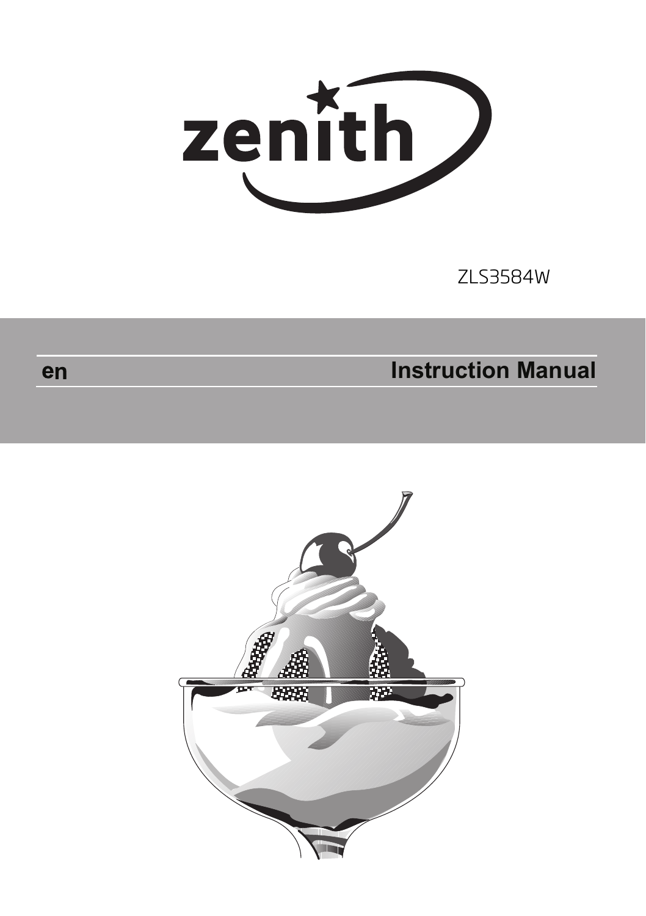zenith

ZLS3584W

en

# Instruction Manual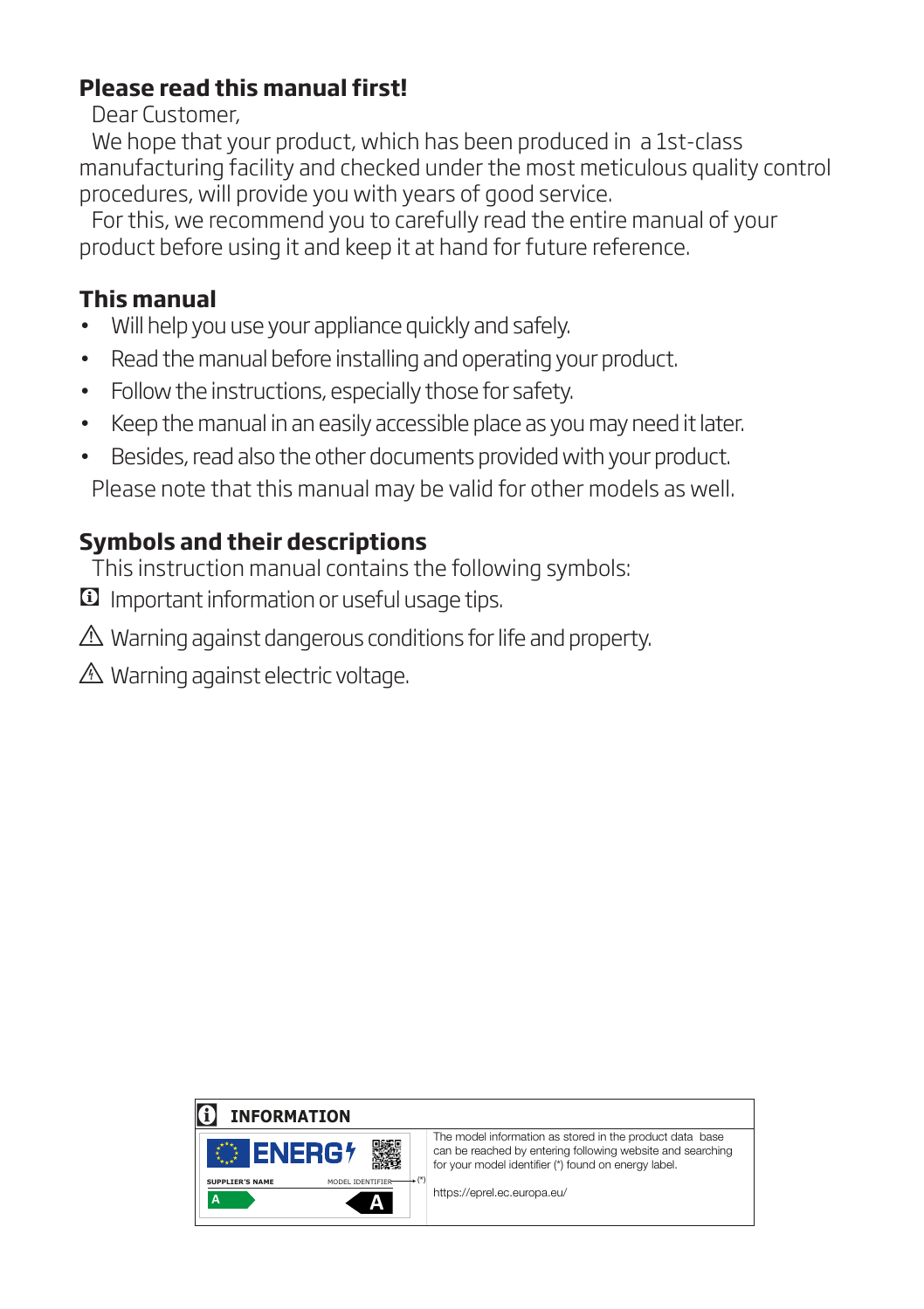## Please read this manual first!

Dear Customer,

We hope that your product, which has been produced in a 1st-class manufacturing facility and checked under the most meticulous quality control procedures, will provide you with years of good service.

For this, we recommend you to carefully read the entire manual of your product before using it and keep it at hand for future reference.

## This manual

- Will help you use your appliance quickly and safely.
- Read the manual before installing and operating your product.
- Follow the instructions, especially those for safety.
- Keep the manual in an easily accessible place as you may need it later.
- Besides, read also the other documents provided with your product.

Please note that this manual may be valid for other models as well.

## Symbols and their descriptions

This instruction manual contains the following symbols:

Important information or useful usage tips.

Warning against dangerous conditions for life and property.

Warning against electric voltage.

**INFORMATION**

ENERG SUPPLIER'S NAME MODEL IDENTIFIER (*) A A

The model information as stored in the product data base can be reached by entering following website and searching for your model identifier (*) found on energy label.

https://eprel.ec.europa.eu/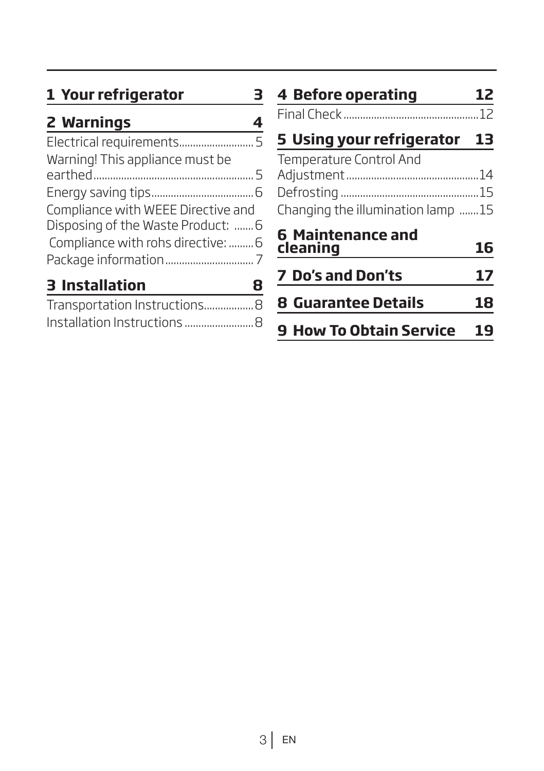**1 Your refrigerator** 3

**2 Warnings** 4

Electrical requirements 5
Warning! This appliance must be earthed 5
Energy saving tips 6
Compliance with WEEE Directive and Disposing of the Waste Product: 6
Compliance with rohs directive: 6
Package information 7

**3 Installation** 8

Transportation Instructions 8
Installation Instructions 8

**4 Before operating** 12

Final Check 12

**5 Using your refrigerator** 13

Temperature Control And Adjustment 14
Defrosting 15
Changing the illumination lamp 15

**6 Maintenance and cleaning** 16

**7 Do's and Don'ts** 17

**8 Guarantee Details** 18

**9 How To Obtain Service** 19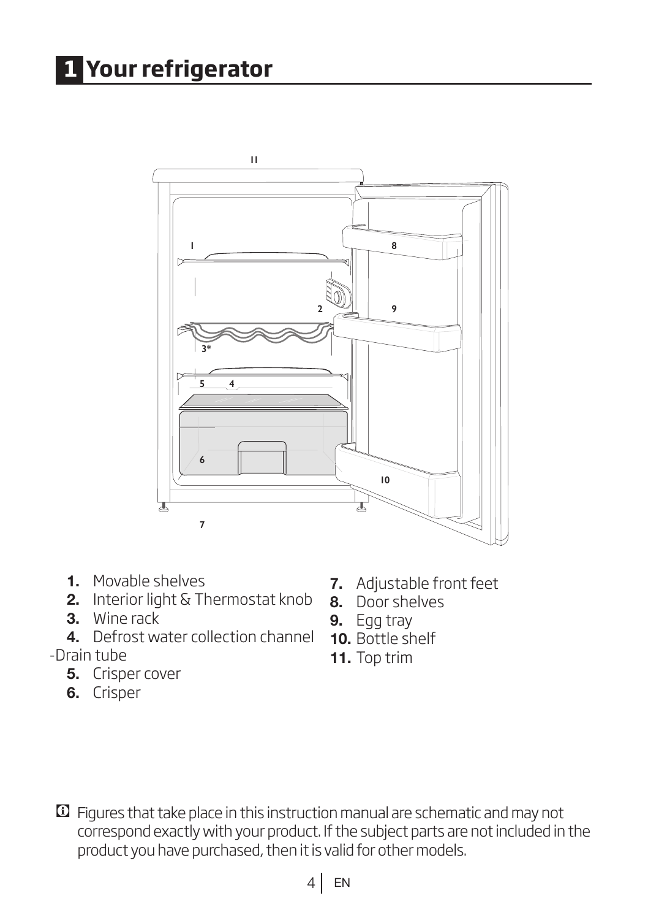# 1 Your refrigerator

1. Movable shelves
2. Interior light & Thermostat knob
3. Wine rack
4. Defrost water collection channel -Drain tube
5. Crisper cover
6. Crisper
7. Adjustable front feet
8. Door shelves
9. Egg tray
10. Bottle shelf
11. Top trim

ⓘ Figures that take place in this instruction manual are schematic and may not correspond exactly with your product. If the subject parts are not included in the product you have purchased, then it is valid for other models.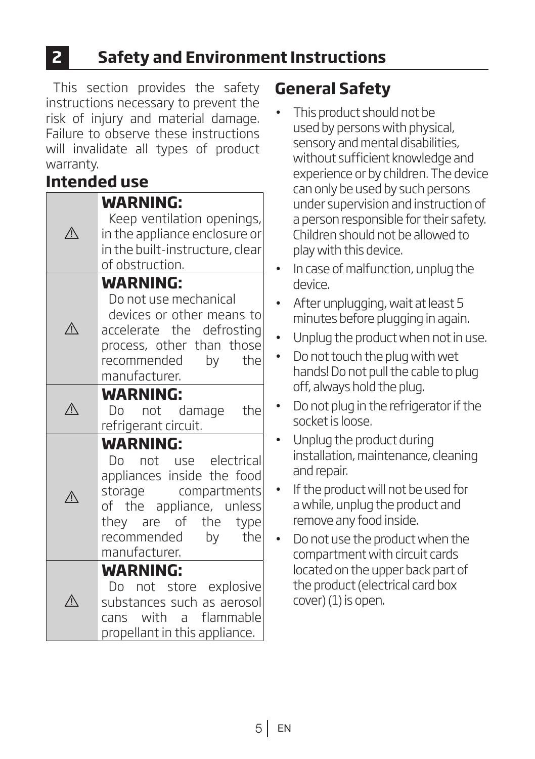# 2 Safety and Environment Instructions

This section provides the safety instructions necessary to prevent the risk of injury and material damage. Failure to observe these instructions will invalidate all types of product warranty.

## Intended use

| | |
|---|---|
| ⚠ | **WARNING:** Keep ventilation openings, in the appliance enclosure or in the built-instructure, clear of obstruction. |
| ⚠ | **WARNING:** Do not use mechanical devices or other means to accelerate the defrosting process, other than those recommended by the manufacturer. |
| ⚠ | **WARNING:** Do not damage the refrigerant circuit. |
| ⚠ | **WARNING:** Do not use electrical appliances inside the food storage compartments of the appliance, unless they are of the type recommended by the manufacturer. |
| ⚠ | **WARNING:** Do not store explosive substances such as aerosol cans with a flammable propellant in this appliance. |

## General Safety

- This product should not be used by persons with physical, sensory and mental disabilities, without sufficient knowledge and experience or by children. The device can only be used by such persons under supervision and instruction of a person responsible for their safety. Children should not be allowed to play with this device.
- In case of malfunction, unplug the device.
- After unplugging, wait at least 5 minutes before plugging in again.
- Unplug the product when not in use.
- Do not touch the plug with wet hands! Do not pull the cable to plug off, always hold the plug.
- Do not plug in the refrigerator if the socket is loose.
- Unplug the product during installation, maintenance, cleaning and repair.
- If the product will not be used for a while, unplug the product and remove any food inside.
- Do not use the product when the compartment with circuit cards located on the upper back part of the product (electrical card box cover) (1) is open.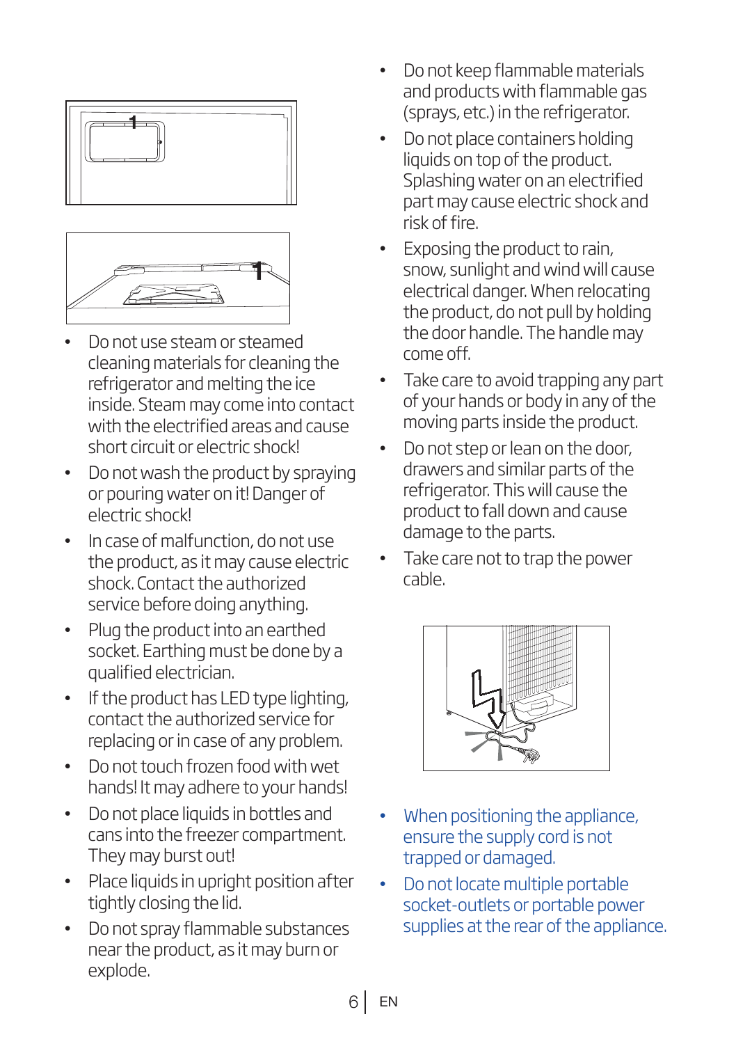- Do not use steam or steamed cleaning materials for cleaning the refrigerator and melting the ice inside. Steam may come into contact with the electrified areas and cause short circuit or electric shock!
- Do not wash the product by spraying or pouring water on it! Danger of electric shock!
- In case of malfunction, do not use the product, as it may cause electric shock. Contact the authorized service before doing anything.
- Plug the product into an earthed socket. Earthing must be done by a qualified electrician.
- If the product has LED type lighting, contact the authorized service for replacing or in case of any problem.
- Do not touch frozen food with wet hands! It may adhere to your hands!
- Do not place liquids in bottles and cans into the freezer compartment. They may burst out!
- Place liquids in upright position after tightly closing the lid.
- Do not spray flammable substances near the product, as it may burn or explode.
- Do not keep flammable materials and products with flammable gas (sprays, etc.) in the refrigerator.
- Do not place containers holding liquids on top of the product. Splashing water on an electrified part may cause electric shock and risk of fire.
- Exposing the product to rain, snow, sunlight and wind will cause electrical danger. When relocating the product, do not pull by holding the door handle. The handle may come off.
- Take care to avoid trapping any part of your hands or body in any of the moving parts inside the product.
- Do not step or lean on the door, drawers and similar parts of the refrigerator. This will cause the product to fall down and cause damage to the parts.
- Take care not to trap the power cable.
- When positioning the appliance, ensure the supply cord is not trapped or damaged.
- Do not locate multiple portable socket-outlets or portable power supplies at the rear of the appliance.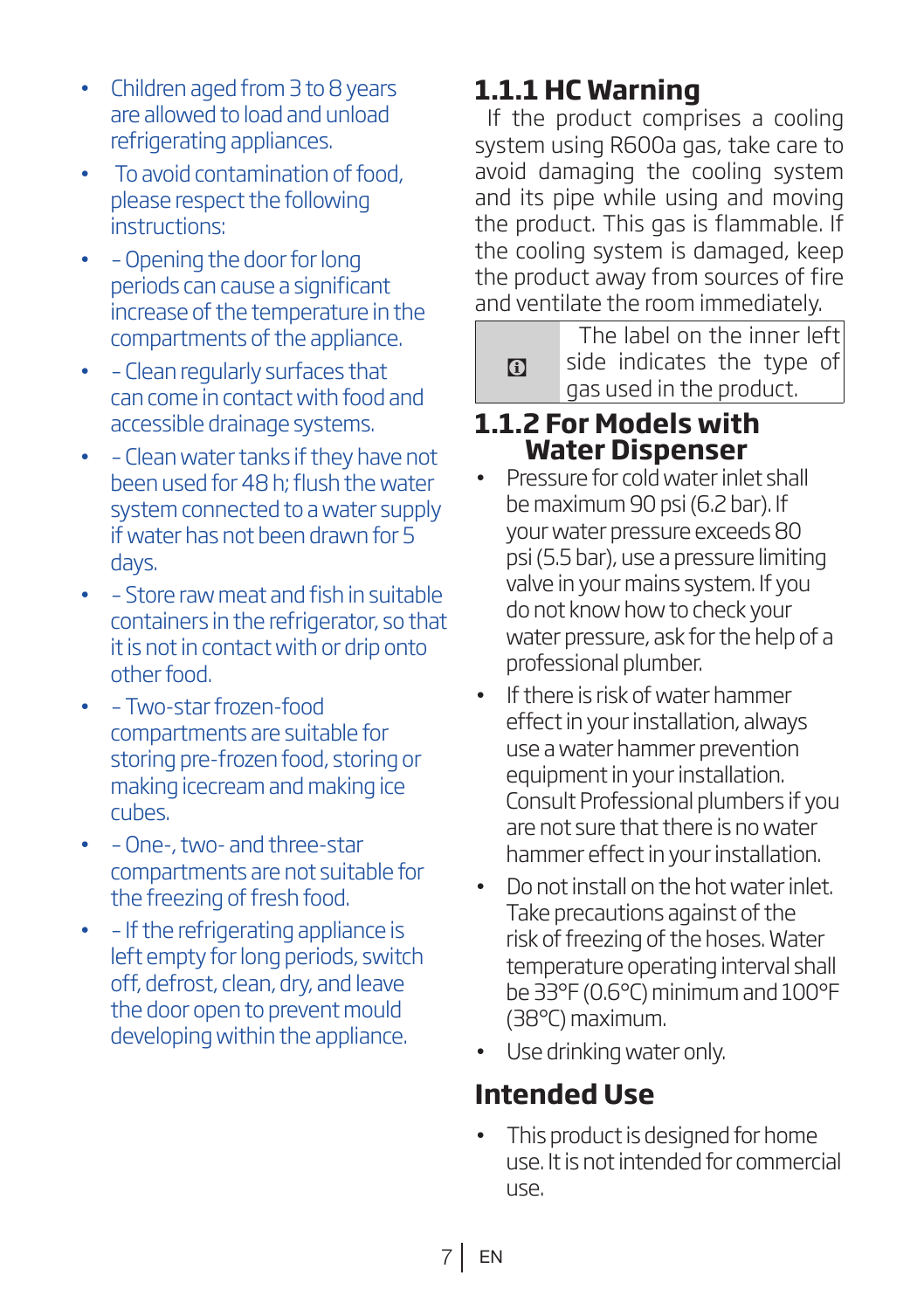- Children aged from 3 to 8 years are allowed to load and unload refrigerating appliances.
- To avoid contamination of food, please respect the following instructions:
- - Opening the door for long periods can cause a significant increase of the temperature in the compartments of the appliance.
- - Clean regularly surfaces that can come in contact with food and accessible drainage systems.
- - Clean water tanks if they have not been used for 48 h; flush the water system connected to a water supply if water has not been drawn for 5 days.
- - Store raw meat and fish in suitable containers in the refrigerator, so that it is not in contact with or drip onto other food.
- - Two-star frozen-food compartments are suitable for storing pre-frozen food, storing or making icecream and making ice cubes.
- - One-, two- and three-star compartments are not suitable for the freezing of fresh food.
- - If the refrigerating appliance is left empty for long periods, switch off, defrost, clean, dry, and leave the door open to prevent mould developing within the appliance.

## 1.1.1 HC Warning

If the product comprises a cooling system using R600a gas, take care to avoid damaging the cooling system and its pipe while using and moving the product. This gas is flammable. If the cooling system is damaged, keep the product away from sources of fire and ventilate the room immediately.

| | |
|---|---|
| ⓘ | The label on the inner left side indicates the type of gas used in the product. |

## 1.1.2 For Models with Water Dispenser

- Pressure for cold water inlet shall be maximum 90 psi (6.2 bar). If your water pressure exceeds 80 psi (5.5 bar), use a pressure limiting valve in your mains system. If you do not know how to check your water pressure, ask for the help of a professional plumber.
- If there is risk of water hammer effect in your installation, always use a water hammer prevention equipment in your installation. Consult Professional plumbers if you are not sure that there is no water hammer effect in your installation.
- Do not install on the hot water inlet. Take precautions against of the risk of freezing of the hoses. Water temperature operating interval shall be 33°F (0.6°C) minimum and 100°F (38°C) maximum.
- Use drinking water only.

## Intended Use

- This product is designed for home use. It is not intended for commercial use.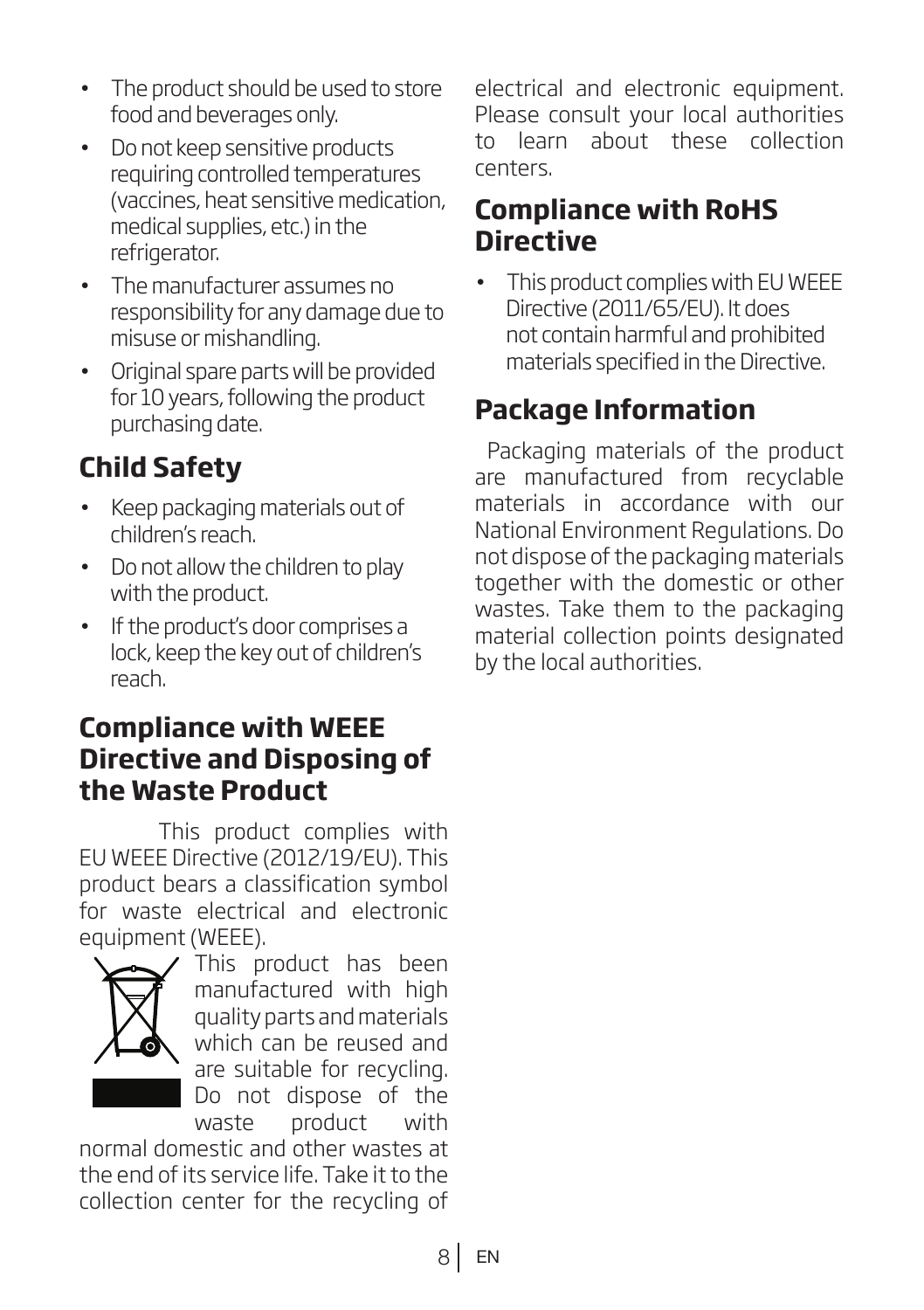- The product should be used to store food and beverages only.
- Do not keep sensitive products requiring controlled temperatures (vaccines, heat sensitive medication, medical supplies, etc.) in the refrigerator.
- The manufacturer assumes no responsibility for any damage due to misuse or mishandling.
- Original spare parts will be provided for 10 years, following the product purchasing date.

## Child Safety

- Keep packaging materials out of children's reach.
- Do not allow the children to play with the product.
- If the product's door comprises a lock, keep the key out of children's reach.

## Compliance with WEEE Directive and Disposing of the Waste Product

This product complies with EU WEEE Directive (2012/19/EU). This product bears a classification symbol for waste electrical and electronic equipment (WEEE).

This product has been manufactured with high quality parts and materials which can be reused and are suitable for recycling. Do not dispose of the waste product with normal domestic and other wastes at the end of its service life. Take it to the collection center for the recycling of electrical and electronic equipment. Please consult your local authorities to learn about these collection centers.

## Compliance with RoHS Directive

- This product complies with EU WEEE Directive (2011/65/EU). It does not contain harmful and prohibited materials specified in the Directive.

## Package Information

Packaging materials of the product are manufactured from recyclable materials in accordance with our National Environment Regulations. Do not dispose of the packaging materials together with the domestic or other wastes. Take them to the packaging material collection points designated by the local authorities.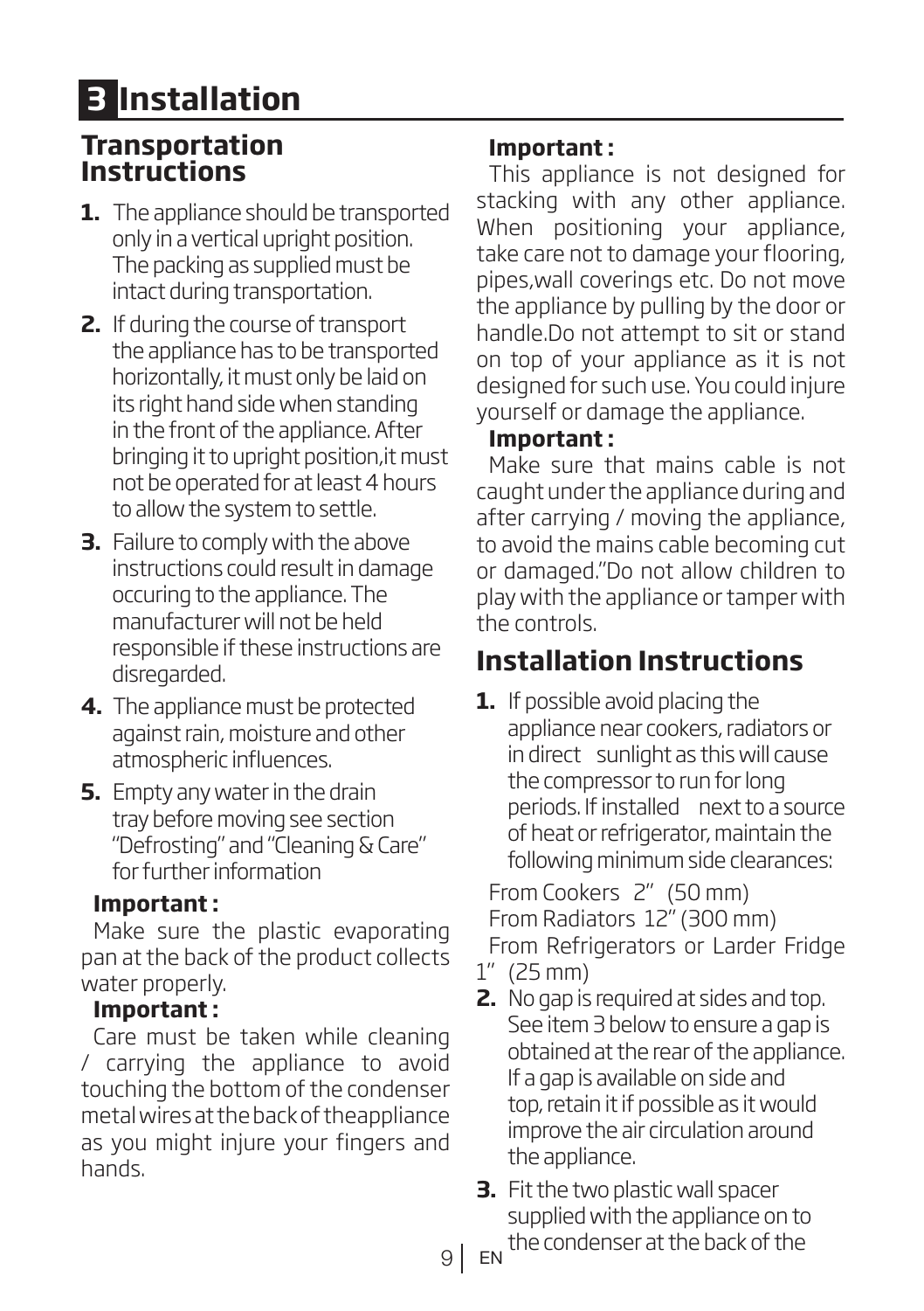# 3 Installation

## Transportation Instructions

1. The appliance should be transported only in a vertical upright position. The packing as supplied must be intact during transportation.
2. If during the course of transport the appliance has to be transported horizontally, it must only be laid on its right hand side when standing in the front of the appliance. After bringing it to upright position,it must not be operated for at least 4 hours to allow the system to settle.
3. Failure to comply with the above instructions could result in damage occuring to the appliance. The manufacturer will not be held responsible if these instructions are disregarded.
4. The appliance must be protected against rain, moisture and other atmospheric influences.
5. Empty any water in the drain tray before moving see section "Defrosting" and "Cleaning & Care" for further information

**Important :**

Make sure the plastic evaporating pan at the back of the product collects water properly.

**Important :**

Care must be taken while cleaning / carrying the appliance to avoid touching the bottom of the condenser metal wires at the back of theappliance as you might injure your fingers and hands.

**Important :**

This appliance is not designed for stacking with any other appliance. When positioning your appliance, take care not to damage your flooring, pipes,wall coverings etc. Do not move the appliance by pulling by the door or handle.Do not attempt to sit or stand on top of your appliance as it is not designed for such use. You could injure yourself or damage the appliance.

**Important :**

Make sure that mains cable is not caught under the appliance during and after carrying / moving the appliance, to avoid the mains cable becoming cut or damaged."Do not allow children to play with the appliance or tamper with the controls.

## Installation Instructions

1. If possible avoid placing the appliance near cookers, radiators or in direct sunlight as this will cause the compressor to run for long periods. If installed next to a source of heat or refrigerator, maintain the following minimum side clearances:

From Cookers 2" (50 mm)
From Radiators 12" (300 mm)
From Refrigerators or Larder Fridge 1" (25 mm)

2. No gap is required at sides and top. See item 3 below to ensure a gap is obtained at the rear of the appliance. If a gap is available on side and top, retain it if possible as it would improve the air circulation around the appliance.
3. Fit the two plastic wall spacer supplied with the appliance on to the condenser at the back of the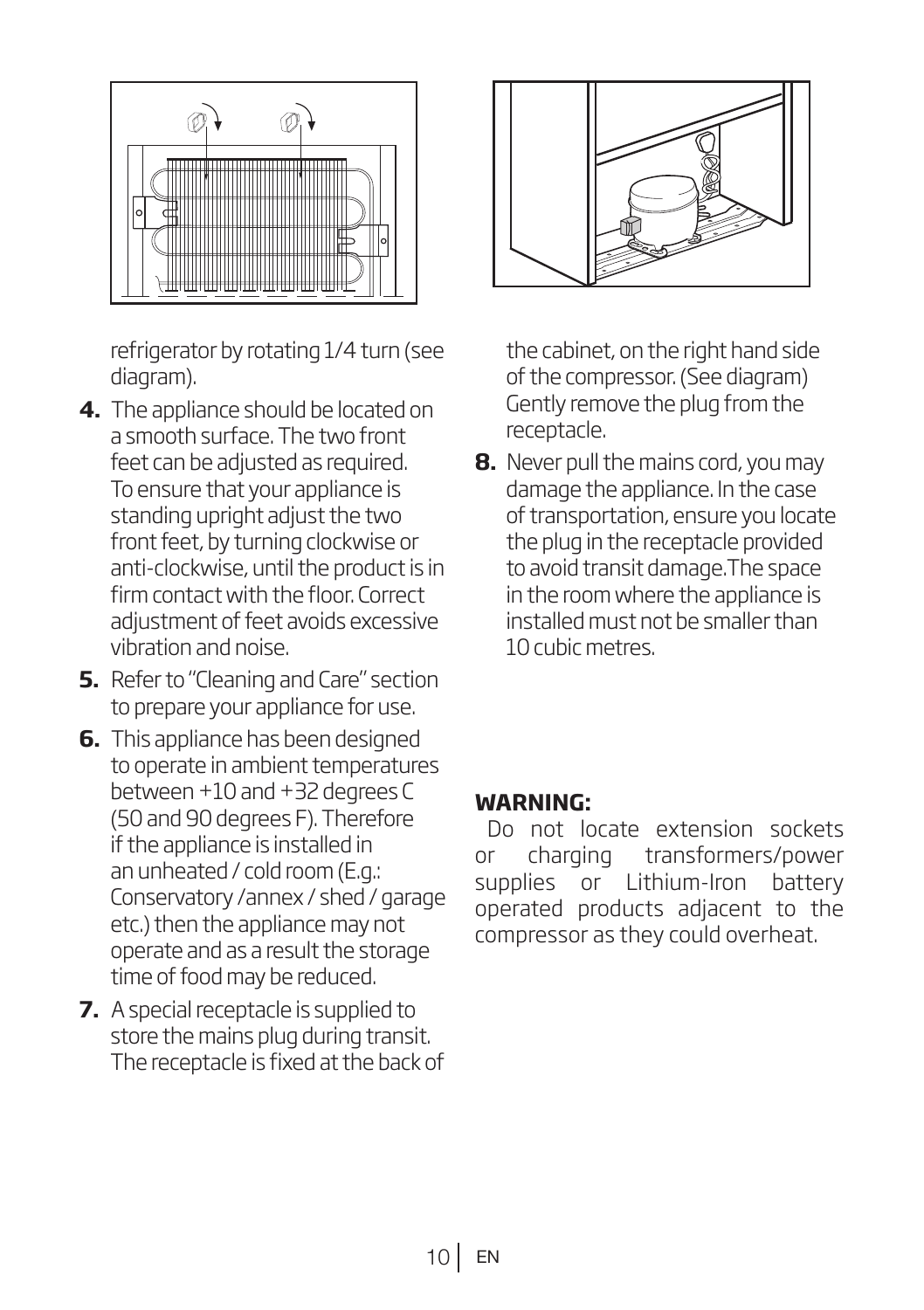refrigerator by rotating 1/4 turn (see diagram).

4. The appliance should be located on a smooth surface. The two front feet can be adjusted as required. To ensure that your appliance is standing upright adjust the two front feet, by turning clockwise or anti-clockwise, until the product is in firm contact with the floor. Correct adjustment of feet avoids excessive vibration and noise.
5. Refer to "Cleaning and Care" section to prepare your appliance for use.
6. This appliance has been designed to operate in ambient temperatures between +10 and +32 degrees C (50 and 90 degrees F). Therefore if the appliance is installed in an unheated / cold room (E.g.: Conservatory /annex / shed / garage etc.) then the appliance may not operate and as a result the storage time of food may be reduced.
7. A special receptacle is supplied to store the mains plug during transit. The receptacle is fixed at the back of the cabinet, on the right hand side of the compressor. (See diagram) Gently remove the plug from the receptacle.
8. Never pull the mains cord, you may damage the appliance. In the case of transportation, ensure you locate the plug in the receptacle provided to avoid transit damage.The space in the room where the appliance is installed must not be smaller than 10 cubic metres.

**WARNING:**

Do not locate extension sockets or charging transformers/power supplies or Lithium-Iron battery operated products adjacent to the compressor as they could overheat.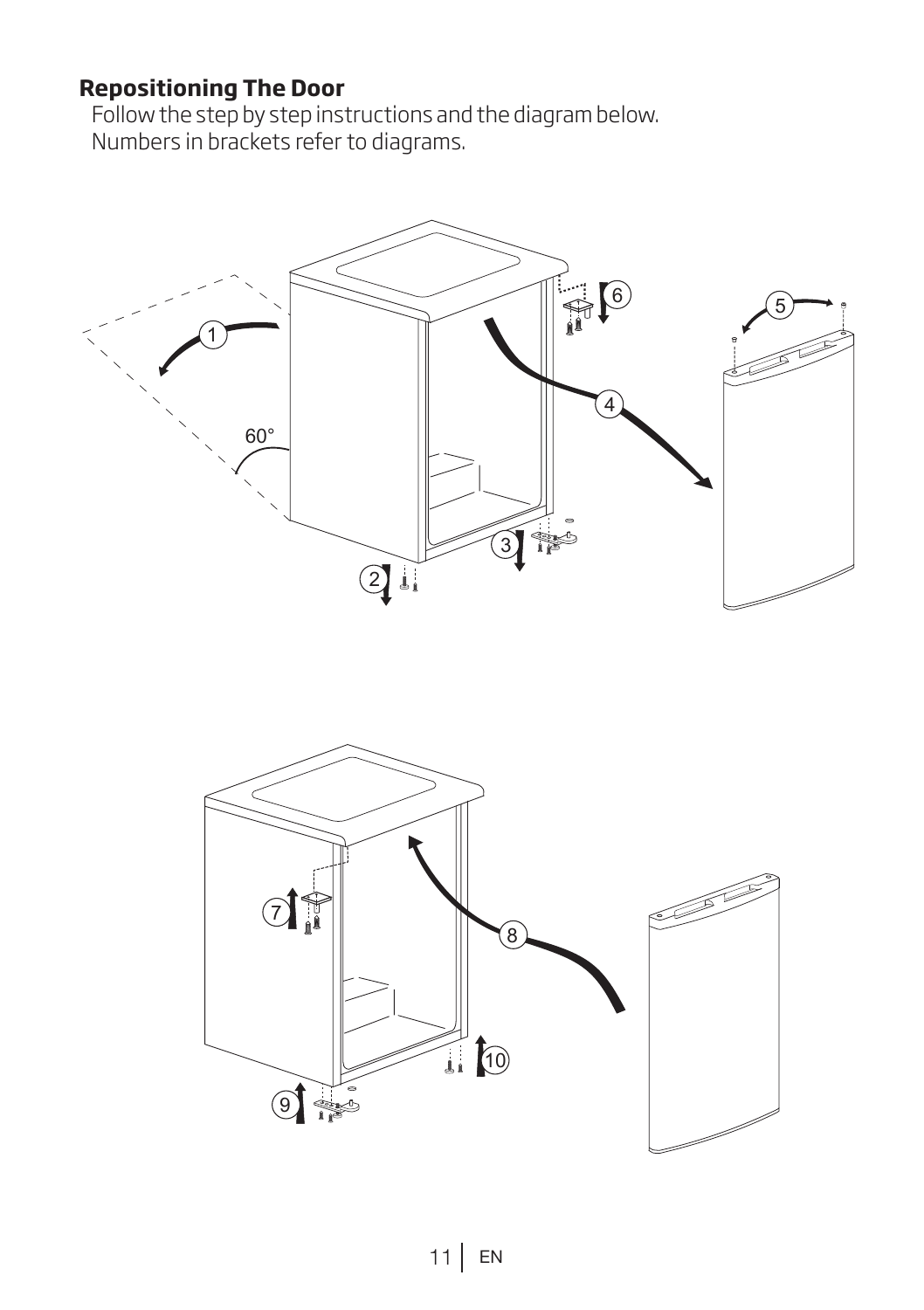## Repositioning The Door

Follow the step by step instructions and the diagram below.
Numbers in brackets refer to diagrams.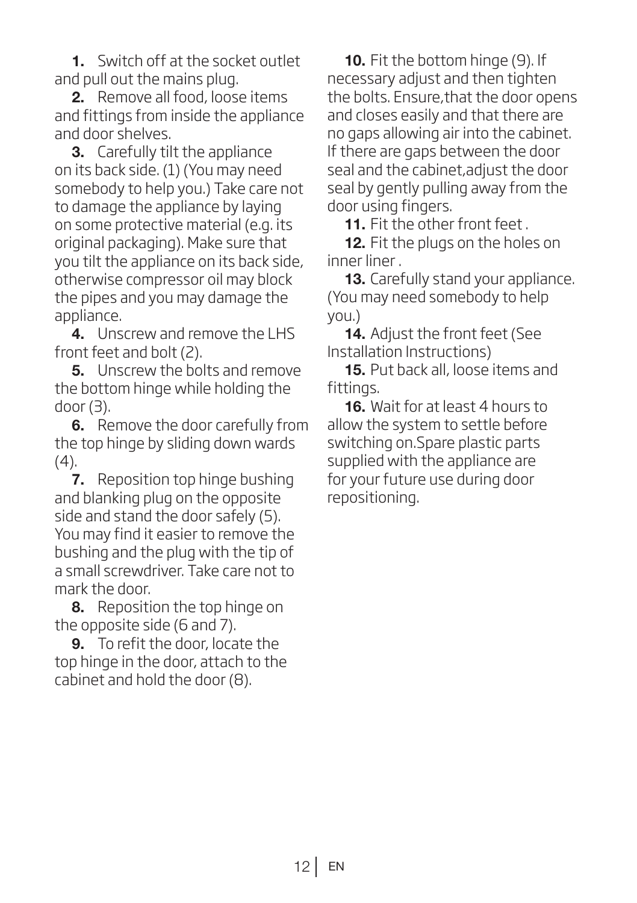**1.** Switch off at the socket outlet and pull out the mains plug.

**2.** Remove all food, loose items and fittings from inside the appliance and door shelves.

**3.** Carefully tilt the appliance on its back side. (1) (You may need somebody to help you.) Take care not to damage the appliance by laying on some protective material (e.g. its original packaging). Make sure that you tilt the appliance on its back side, otherwise compressor oil may block the pipes and you may damage the appliance.

**4.** Unscrew and remove the LHS front feet and bolt (2).

**5.** Unscrew the bolts and remove the bottom hinge while holding the door (3).

**6.** Remove the door carefully from the top hinge by sliding down wards (4).

**7.** Reposition top hinge bushing and blanking plug on the opposite side and stand the door safely (5). You may find it easier to remove the bushing and the plug with the tip of a small screwdriver. Take care not to mark the door.

**8.** Reposition the top hinge on the opposite side (6 and 7).

**9.** To refit the door, locate the top hinge in the door, attach to the cabinet and hold the door (8).

**10.** Fit the bottom hinge (9). If necessary adjust and then tighten the bolts. Ensure,that the door opens and closes easily and that there are no gaps allowing air into the cabinet. If there are gaps between the door seal and the cabinet,adjust the door seal by gently pulling away from the door using fingers.

**11.** Fit the other front feet .

**12.** Fit the plugs on the holes on inner liner .

**13.** Carefully stand your appliance. (You may need somebody to help you.)

**14.** Adjust the front feet (See Installation Instructions)

**15.** Put back all, loose items and fittings.

**16.** Wait for at least 4 hours to allow the system to settle before switching on.Spare plastic parts supplied with the appliance are for your future use during door repositioning.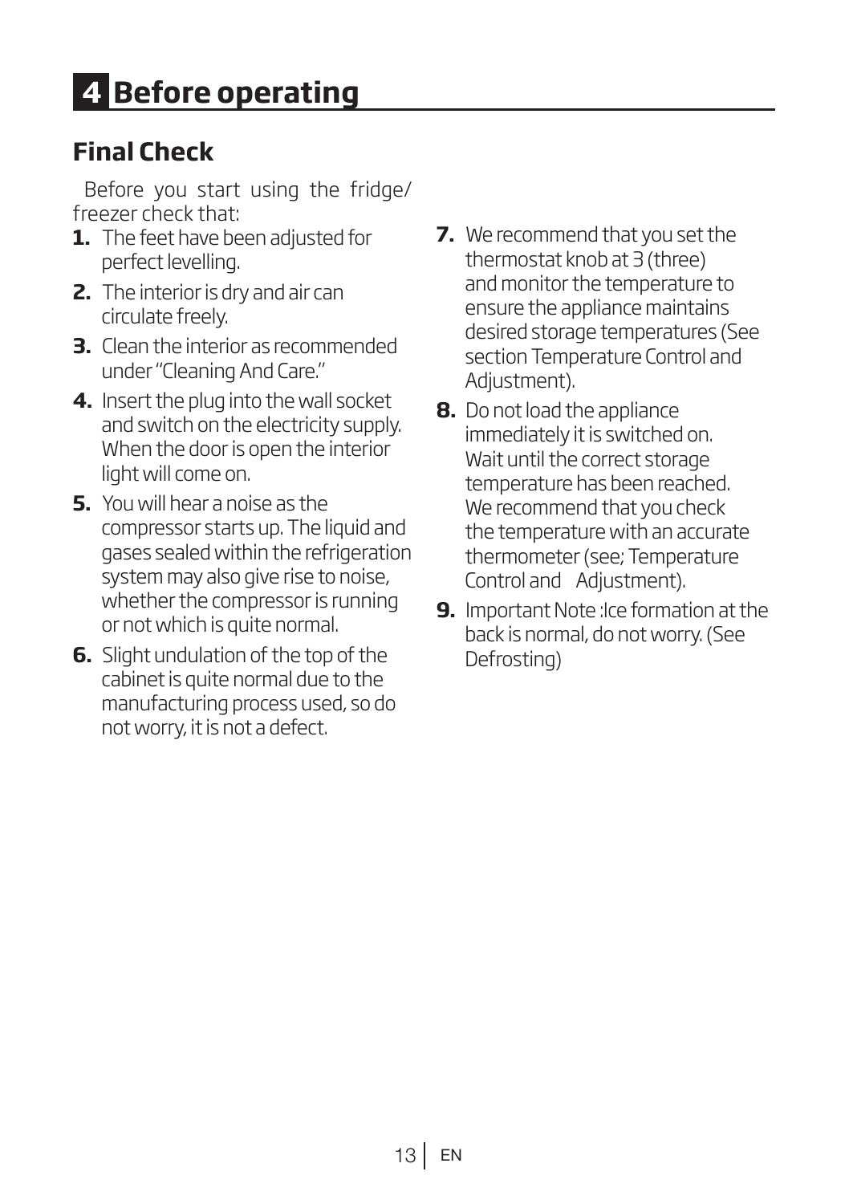# 4 Before operating

## Final Check

Before you start using the fridge/ freezer check that:

1. The feet have been adjusted for perfect levelling.
2. The interior is dry and air can circulate freely.
3. Clean the interior as recommended under "Cleaning And Care."
4. Insert the plug into the wall socket and switch on the electricity supply. When the door is open the interior light will come on.
5. You will hear a noise as the compressor starts up. The liquid and gases sealed within the refrigeration system may also give rise to noise, whether the compressor is running or not which is quite normal.
6. Slight undulation of the top of the cabinet is quite normal due to the manufacturing process used, so do not worry, it is not a defect.
7. We recommend that you set the thermostat knob at 3 (three) and monitor the temperature to ensure the appliance maintains desired storage temperatures (See section Temperature Control and Adjustment).
8. Do not load the appliance immediately it is switched on. Wait until the correct storage temperature has been reached. We recommend that you check the temperature with an accurate thermometer (see; Temperature Control and Adjustment).
9. Important Note :Ice formation at the back is normal, do not worry. (See Defrosting)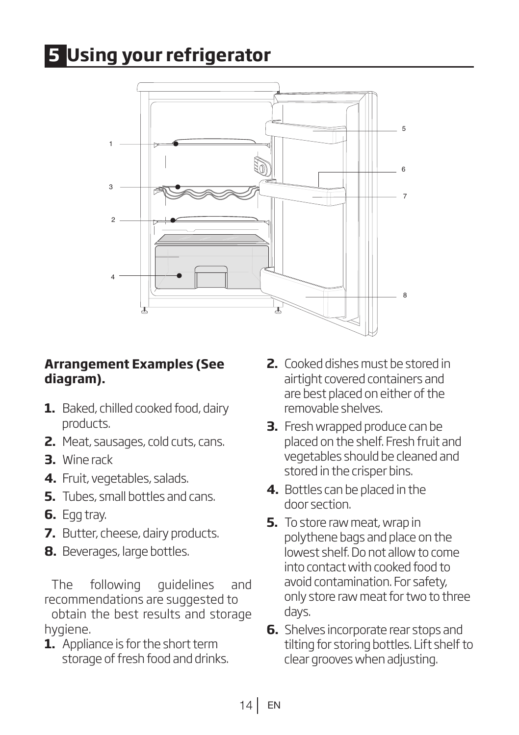# 5 Using your refrigerator

**Arrangement Examples (See diagram).**

1. Baked, chilled cooked food, dairy products.
2. Meat, sausages, cold cuts, cans.
3. Wine rack
4. Fruit, vegetables, salads.
5. Tubes, small bottles and cans.
6. Egg tray.
7. Butter, cheese, dairy products.
8. Beverages, large bottles.

The following guidelines and recommendations are suggested to obtain the best results and storage hygiene.

1. Appliance is for the short term storage of fresh food and drinks.
2. Cooked dishes must be stored in airtight covered containers and are best placed on either of the removable shelves.
3. Fresh wrapped produce can be placed on the shelf. Fresh fruit and vegetables should be cleaned and stored in the crisper bins.
4. Bottles can be placed in the door section.
5. To store raw meat, wrap in polythene bags and place on the lowest shelf. Do not allow to come into contact with cooked food to avoid contamination. For safety, only store raw meat for two to three days.
6. Shelves incorporate rear stops and tilting for storing bottles. Lift shelf to clear grooves when adjusting.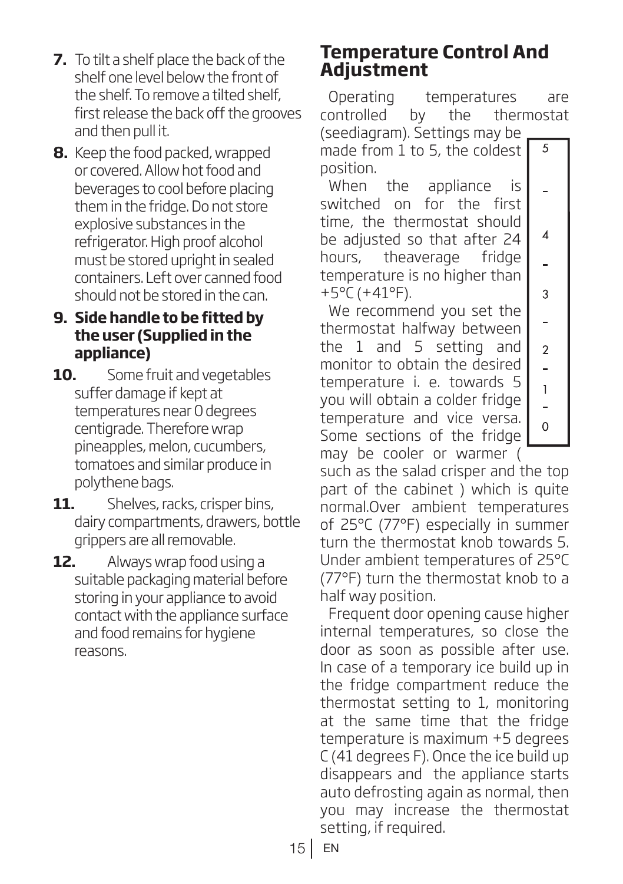7. To tilt a shelf place the back of the shelf one level below the front of the shelf. To remove a tilted shelf, first release the back off the grooves and then pull it.
8. Keep the food packed, wrapped or covered. Allow hot food and beverages to cool before placing them in the fridge. Do not store explosive substances in the refrigerator. High proof alcohol must be stored upright in sealed containers. Left over canned food should not be stored in the can.
9. **Side handle to be fitted by the user (Supplied in the appliance)**
10. Some fruit and vegetables suffer damage if kept at temperatures near 0 degrees centigrade. Therefore wrap pineapples, melon, cucumbers, tomatoes and similar produce in polythene bags.
11. Shelves, racks, crisper bins, dairy compartments, drawers, bottle grippers are all removable.
12. Always wrap food using a suitable packaging material before storing in your appliance to avoid contact with the appliance surface and food remains for hygiene reasons.

## Temperature Control And Adjustment

Operating temperatures are controlled by the thermostat (seediagram). Settings may be made from 1 to 5, the coldest position.

5
-
4
-
3
-
2
-
1
-
0

When the appliance is switched on for the first time, the thermostat should be adjusted so that after 24 hours, theaverage fridge temperature is no higher than +5°C (+41°F).

We recommend you set the thermostat halfway between the 1 and 5 setting and monitor to obtain the desired temperature i. e. towards 5 you will obtain a colder fridge temperature and vice versa. Some sections of the fridge may be cooler or warmer ( such as the salad crisper and the top part of the cabinet ) which is quite normal.Over ambient temperatures of 25°C (77°F) especially in summer turn the thermostat knob towards 5. Under ambient temperatures of 25°C (77°F) turn the thermostat knob to a half way position.

Frequent door opening cause higher internal temperatures, so close the door as soon as possible after use. In case of a temporary ice build up in the fridge compartment reduce the thermostat setting to 1, monitoring at the same time that the fridge temperature is maximum +5 degrees C (41 degrees F). Once the ice build up disappears and the appliance starts auto defrosting again as normal, then you may increase the thermostat setting, if required.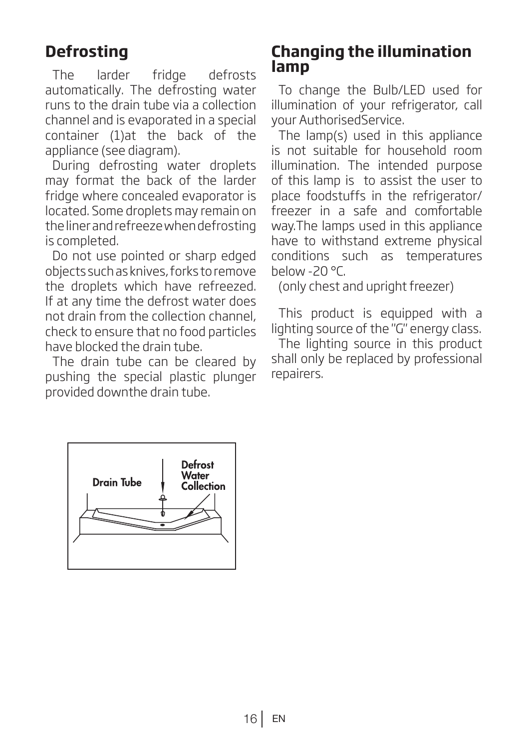## Defrosting

The larder fridge defrosts automatically. The defrosting water runs to the drain tube via a collection channel and is evaporated in a special container (1)at the back of the appliance (see diagram).

During defrosting water droplets may format the back of the larder fridge where concealed evaporator is located. Some droplets may remain on the liner and refreeze when defrosting is completed.

Do not use pointed or sharp edged objects such as knives, forks to remove the droplets which have refreezed. If at any time the defrost water does not drain from the collection channel, check to ensure that no food particles have blocked the drain tube.

The drain tube can be cleared by pushing the special plastic plunger provided downthe drain tube.

Drain Tube

Defrost Water Collection

## Changing the illumination lamp

To change the Bulb/LED used for illumination of your refrigerator, call your AuthorisedService.

The lamp(s) used in this appliance is not suitable for household room illumination. The intended purpose of this lamp is to assist the user to place foodstuffs in the refrigerator/ freezer in a safe and comfortable way.The lamps used in this appliance have to withstand extreme physical conditions such as temperatures below -20 °C.

(only chest and upright freezer)

This product is equipped with a lighting source of the "G" energy class.

The lighting source in this product shall only be replaced by professional repairers.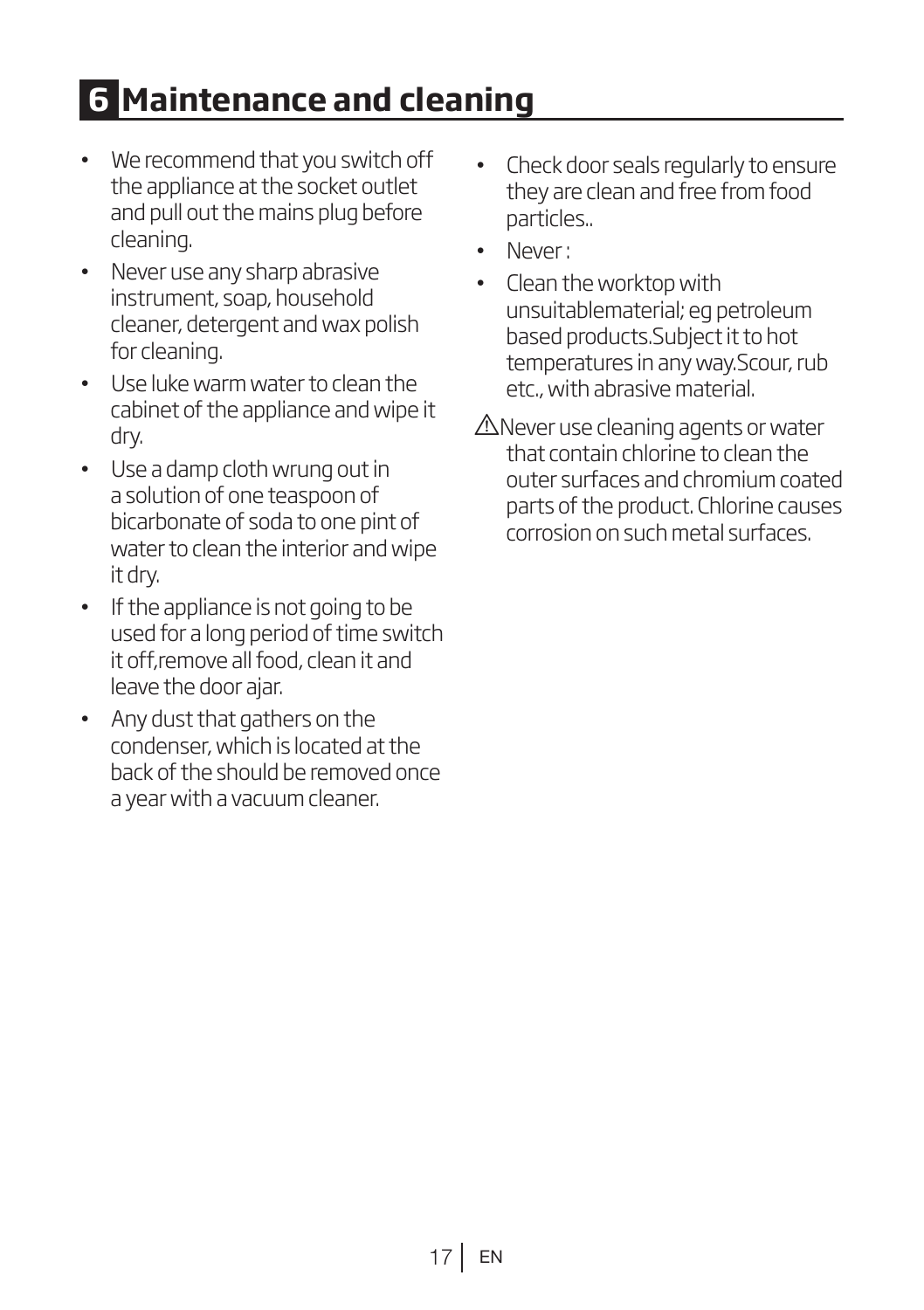# 6 Maintenance and cleaning

- We recommend that you switch off the appliance at the socket outlet and pull out the mains plug before cleaning.
- Never use any sharp abrasive instrument, soap, household cleaner, detergent and wax polish for cleaning.
- Use luke warm water to clean the cabinet of the appliance and wipe it dry.
- Use a damp cloth wrung out in a solution of one teaspoon of bicarbonate of soda to one pint of water to clean the interior and wipe it dry.
- If the appliance is not going to be used for a long period of time switch it off,remove all food, clean it and leave the door ajar.
- Any dust that gathers on the condenser, which is located at the back of the should be removed once a year with a vacuum cleaner.
- Check door seals regularly to ensure they are clean and free from food particles..
- Never :
- Clean the worktop with unsuitablematerial; eg petroleum based products.Subject it to hot temperatures in any way.Scour, rub etc., with abrasive material.

⚠Never use cleaning agents or water that contain chlorine to clean the outer surfaces and chromium coated parts of the product. Chlorine causes corrosion on such metal surfaces.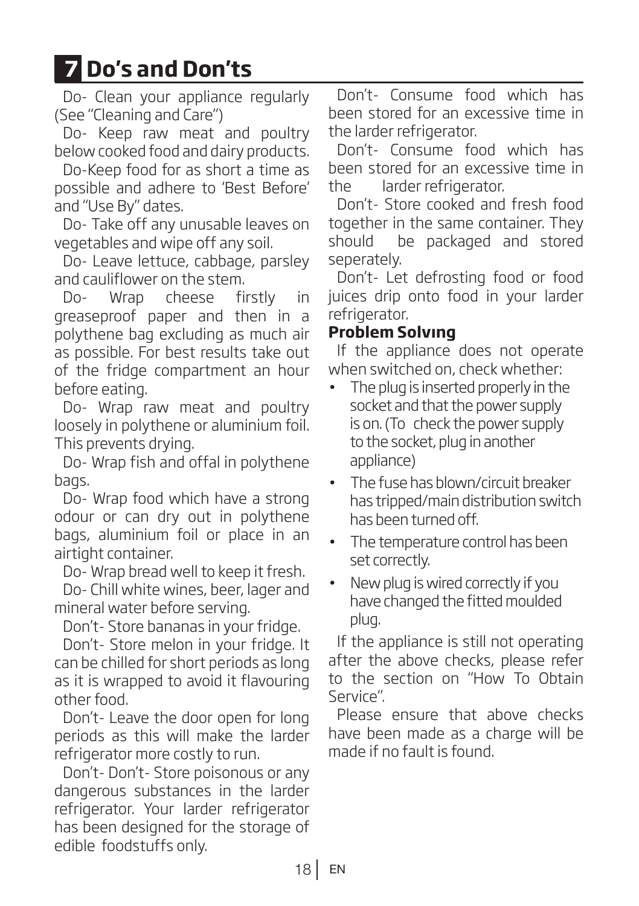# 7 Do's and Don'ts

Do- Clean your appliance regularly (See "Cleaning and Care")

Do- Keep raw meat and poultry below cooked food and dairy products.

Do-Keep food for as short a time as possible and adhere to 'Best Before' and "Use By" dates.

Do- Take off any unusable leaves on vegetables and wipe off any soil.

Do- Leave lettuce, cabbage, parsley and cauliflower on the stem.

Do- Wrap cheese firstly in greaseproof paper and then in a polythene bag excluding as much air as possible. For best results take out of the fridge compartment an hour before eating.

Do- Wrap raw meat and poultry loosely in polythene or aluminium foil. This prevents drying.

Do- Wrap fish and offal in polythene bags.

Do- Wrap food which have a strong odour or can dry out in polythene bags, aluminium foil or place in an airtight container.

Do- Wrap bread well to keep it fresh.

Do- Chill white wines, beer, lager and mineral water before serving.

Don't- Store bananas in your fridge.

Don't- Store melon in your fridge. It can be chilled for short periods as long as it is wrapped to avoid it flavouring other food.

Don't- Leave the door open for long periods as this will make the larder refrigerator more costly to run.

Don't- Don't- Store poisonous or any dangerous substances in the larder refrigerator. Your larder refrigerator has been designed for the storage of edible foodstuffs only.

Don't- Consume food which has been stored for an excessive time in the larder refrigerator.

Don't- Consume food which has been stored for an excessive time in the larder refrigerator.

Don't- Store cooked and fresh food together in the same container. They should be packaged and stored seperately.

Don't- Let defrosting food or food juices drip onto food in your larder refrigerator.

**Problem Solvıng**

If the appliance does not operate when switched on, check whether:

- The plug is inserted properly in the socket and that the power supply is on. (To check the power supply to the socket, plug in another appliance)
- The fuse has blown/circuit breaker has tripped/main distribution switch has been turned off.
- The temperature control has been set correctly.
- New plug is wired correctly if you have changed the fitted moulded plug.

If the appliance is still not operating after the above checks, please refer to the section on "How To Obtain Service".

Please ensure that above checks have been made as a charge will be made if no fault is found.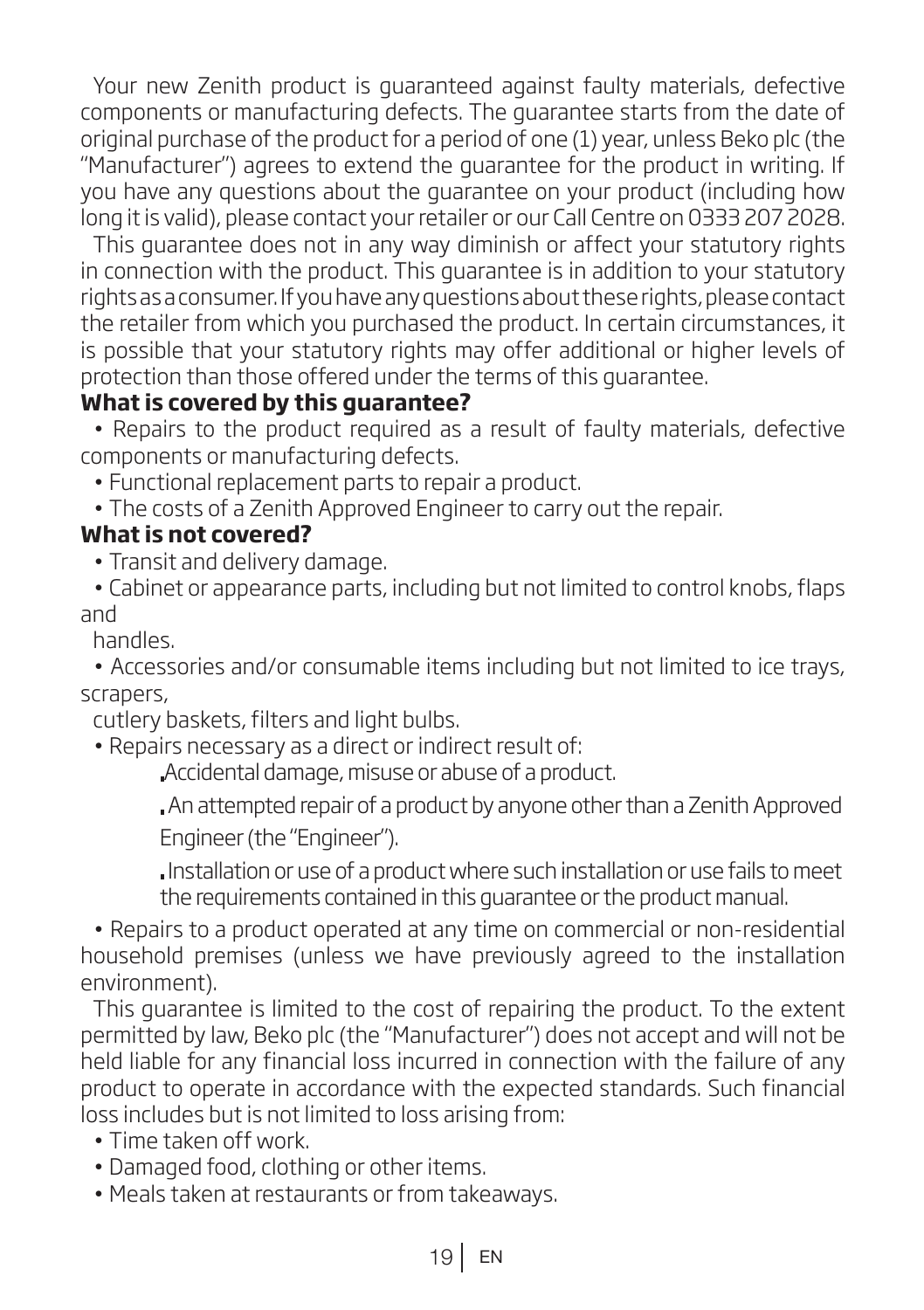Your new Zenith product is guaranteed against faulty materials, defective components or manufacturing defects. The guarantee starts from the date of original purchase of the product for a period of one (1) year, unless Beko plc (the "Manufacturer") agrees to extend the guarantee for the product in writing. If you have any questions about the guarantee on your product (including how long it is valid), please contact your retailer or our Call Centre on 0333 207 2028.

This guarantee does not in any way diminish or affect your statutory rights in connection with the product. This guarantee is in addition to your statutory rights as a consumer. If you have any questions about these rights, please contact the retailer from which you purchased the product. In certain circumstances, it is possible that your statutory rights may offer additional or higher levels of protection than those offered under the terms of this guarantee.

**What is covered by this guarantee?**

- Repairs to the product required as a result of faulty materials, defective components or manufacturing defects.
- Functional replacement parts to repair a product.
- The costs of a Zenith Approved Engineer to carry out the repair.

**What is not covered?**

- Transit and delivery damage.
- Cabinet or appearance parts, including but not limited to control knobs, flaps and handles.
- Accessories and/or consumable items including but not limited to ice trays, scrapers, cutlery baskets, filters and light bulbs.
- Repairs necessary as a direct or indirect result of:
  - Accidental damage, misuse or abuse of a product.
  - An attempted repair of a product by anyone other than a Zenith Approved Engineer (the "Engineer").
  - Installation or use of a product where such installation or use fails to meet the requirements contained in this guarantee or the product manual.
- Repairs to a product operated at any time on commercial or non-residential household premises (unless we have previously agreed to the installation environment).

This guarantee is limited to the cost of repairing the product. To the extent permitted by law, Beko plc (the "Manufacturer") does not accept and will not be held liable for any financial loss incurred in connection with the failure of any product to operate in accordance with the expected standards. Such financial loss includes but is not limited to loss arising from:

- Time taken off work.
- Damaged food, clothing or other items.
- Meals taken at restaurants or from takeaways.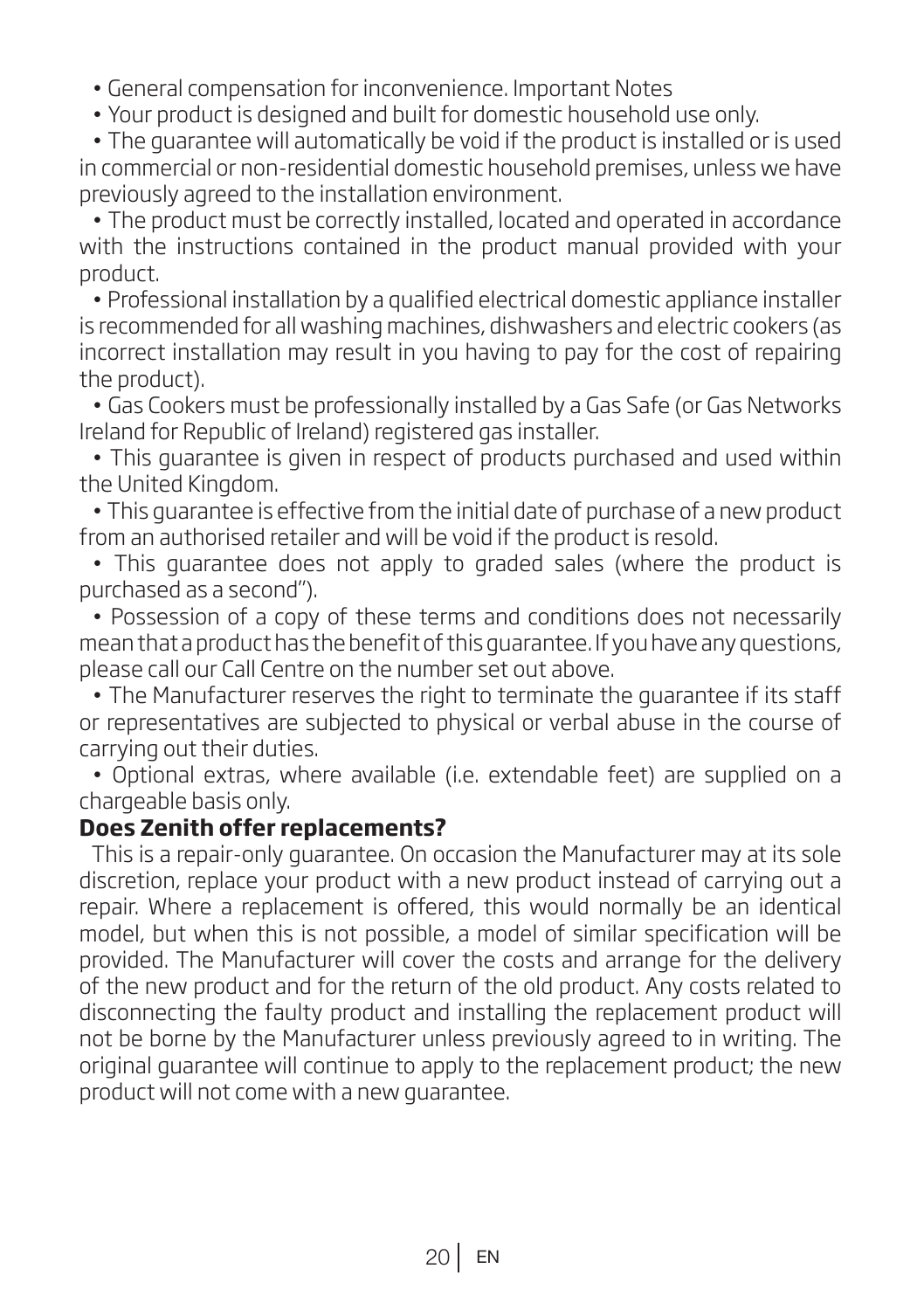- General compensation for inconvenience. Important Notes
- Your product is designed and built for domestic household use only.
- The guarantee will automatically be void if the product is installed or is used in commercial or non-residential domestic household premises, unless we have previously agreed to the installation environment.
- The product must be correctly installed, located and operated in accordance with the instructions contained in the product manual provided with your product.
- Professional installation by a qualified electrical domestic appliance installer is recommended for all washing machines, dishwashers and electric cookers (as incorrect installation may result in you having to pay for the cost of repairing the product).
- Gas Cookers must be professionally installed by a Gas Safe (or Gas Networks Ireland for Republic of Ireland) registered gas installer.
- This guarantee is given in respect of products purchased and used within the United Kingdom.
- This guarantee is effective from the initial date of purchase of a new product from an authorised retailer and will be void if the product is resold.
- This guarantee does not apply to graded sales (where the product is purchased as a second").
- Possession of a copy of these terms and conditions does not necessarily mean that a product has the benefit of this guarantee. If you have any questions, please call our Call Centre on the number set out above.
- The Manufacturer reserves the right to terminate the guarantee if its staff or representatives are subjected to physical or verbal abuse in the course of carrying out their duties.
- Optional extras, where available (i.e. extendable feet) are supplied on a chargeable basis only.

**Does Zenith offer replacements?**

This is a repair-only guarantee. On occasion the Manufacturer may at its sole discretion, replace your product with a new product instead of carrying out a repair. Where a replacement is offered, this would normally be an identical model, but when this is not possible, a model of similar specification will be provided. The Manufacturer will cover the costs and arrange for the delivery of the new product and for the return of the old product. Any costs related to disconnecting the faulty product and installing the replacement product will not be borne by the Manufacturer unless previously agreed to in writing. The original guarantee will continue to apply to the replacement product; the new product will not come with a new guarantee.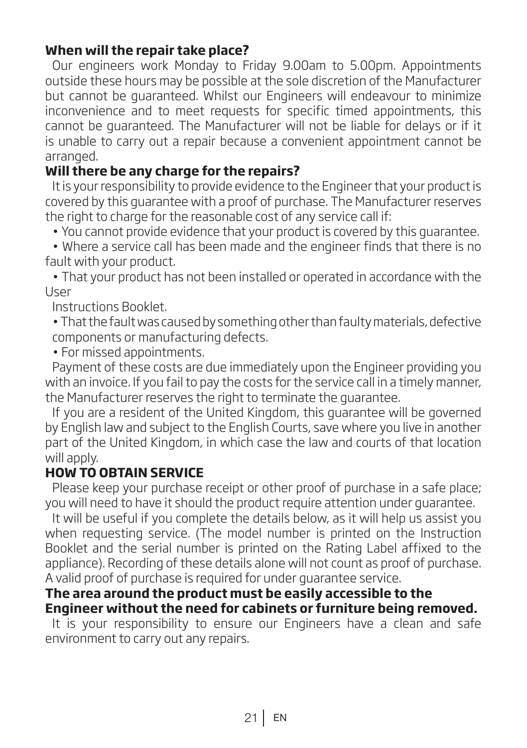**When will the repair take place?**

Our engineers work Monday to Friday 9.00am to 5.00pm. Appointments outside these hours may be possible at the sole discretion of the Manufacturer but cannot be guaranteed. Whilst our Engineers will endeavour to minimize inconvenience and to meet requests for specific timed appointments, this cannot be guaranteed. The Manufacturer will not be liable for delays or if it is unable to carry out a repair because a convenient appointment cannot be arranged.

**Will there be any charge for the repairs?**

It is your responsibility to provide evidence to the Engineer that your product is covered by this guarantee with a proof of purchase. The Manufacturer reserves the right to charge for the reasonable cost of any service call if:

- You cannot provide evidence that your product is covered by this guarantee.
- Where a service call has been made and the engineer finds that there is no fault with your product.
- That your product has not been installed or operated in accordance with the User Instructions Booklet.
- That the fault was caused by something other than faulty materials, defective components or manufacturing defects.
- For missed appointments.

Payment of these costs are due immediately upon the Engineer providing you with an invoice. If you fail to pay the costs for the service call in a timely manner, the Manufacturer reserves the right to terminate the guarantee.

If you are a resident of the United Kingdom, this guarantee will be governed by English law and subject to the English Courts, save where you live in another part of the United Kingdom, in which case the law and courts of that location will apply.

**HOW TO OBTAIN SERVICE**

Please keep your purchase receipt or other proof of purchase in a safe place; you will need to have it should the product require attention under guarantee.

It will be useful if you complete the details below, as it will help us assist you when requesting service. (The model number is printed on the Instruction Booklet and the serial number is printed on the Rating Label affixed to the appliance). Recording of these details alone will not count as proof of purchase. A valid proof of purchase is required for under guarantee service.

**The area around the product must be easily accessible to the Engineer without the need for cabinets or furniture being removed.**

It is your responsibility to ensure our Engineers have a clean and safe environment to carry out any repairs.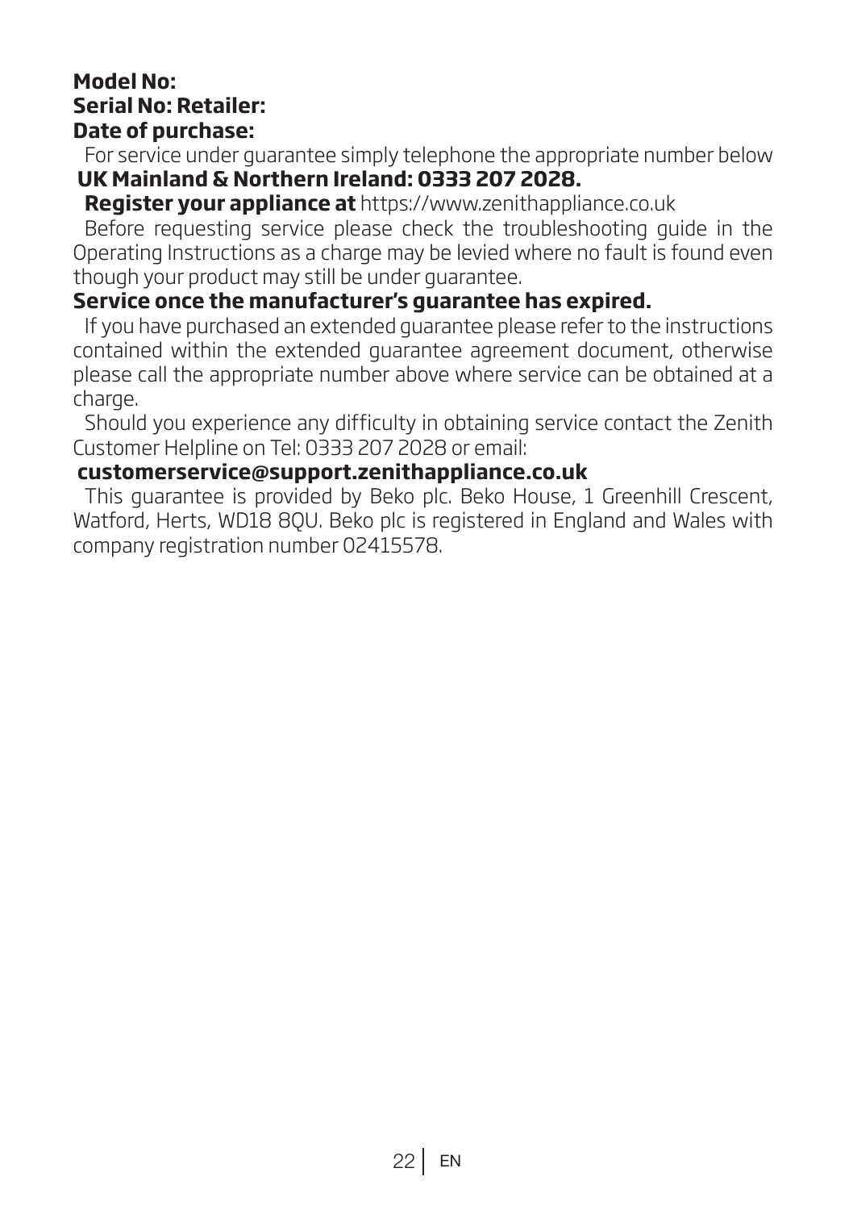**Model No:**
**Serial No: Retailer:**
**Date of purchase:**

For service under guarantee simply telephone the appropriate number below

**UK Mainland & Northern Ireland: 0333 207 2028.**

**Register your appliance at** https://www.zenithappliance.co.uk

Before requesting service please check the troubleshooting guide in the Operating Instructions as a charge may be levied where no fault is found even though your product may still be under guarantee.

**Service once the manufacturer's guarantee has expired.**

If you have purchased an extended guarantee please refer to the instructions contained within the extended guarantee agreement document, otherwise please call the appropriate number above where service can be obtained at a charge.

Should you experience any difficulty in obtaining service contact the Zenith Customer Helpline on Tel: 0333 207 2028 or email:

**customerservice@support.zenithappliance.co.uk**

This guarantee is provided by Beko plc. Beko House, 1 Greenhill Crescent, Watford, Herts, WD18 8QU. Beko plc is registered in England and Wales with company registration number 02415578.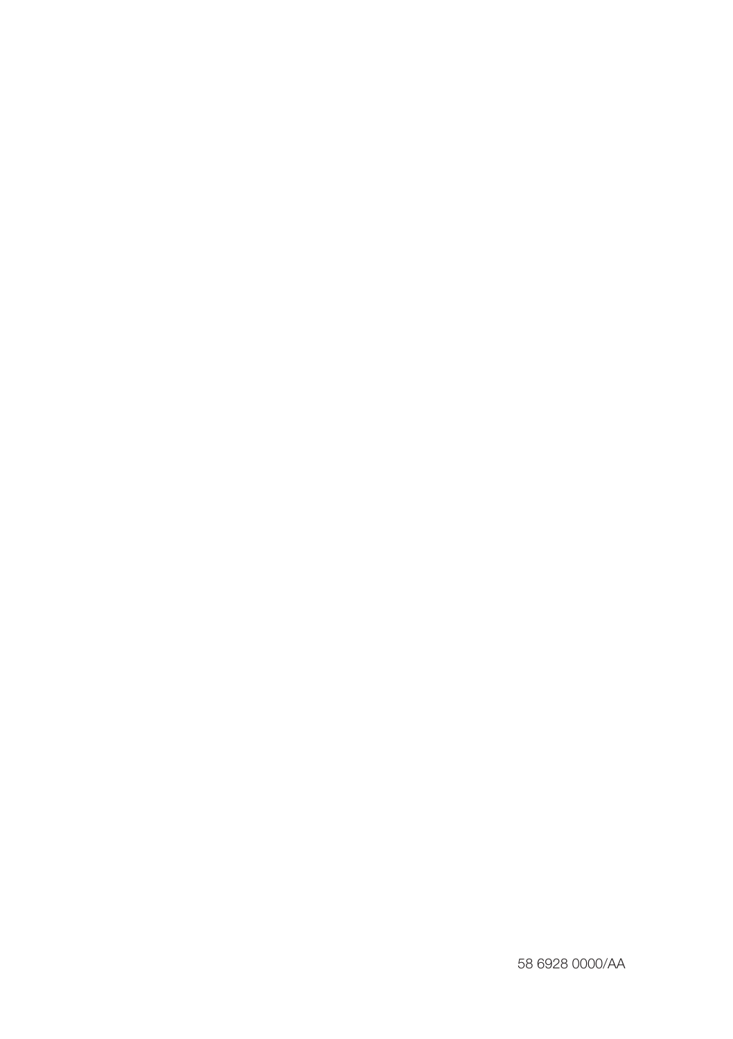58 6928 0000/AA